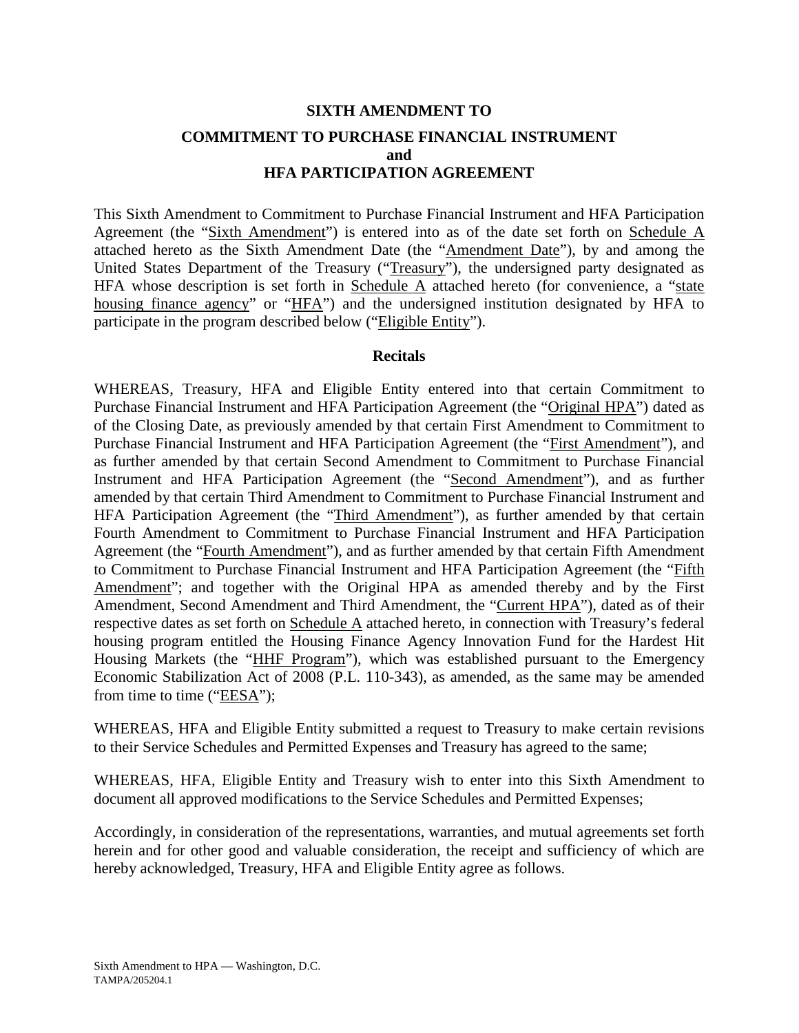# SIXTH AMENDMENT TO

## COMMITMENT TO PURCHASE FINANCIAL INSTRUMENT and HFA PARTICIPATION AGREEMENT

This Sixth Amendment to Commitment to Purchase Financial Instrument and HFA Participation Agreement (the "Sixth Amendment") is entered into as of the date set forth on Schedule A attached hereto as the Sixth Amendment Date (the "Amendment Date"), by and among the United States Department of the Treasury ("Treasury"), the undersigned party designated as HFA whose description is set forth in Schedule A attached hereto (for convenience, a "state housing finance agency" or "HFA") and the undersigned institution designated by HFA to participate in the program described below ("Eligible Entity").

### Recitals

WHEREAS, Treasury, HFA and Eligible Entity entered into that certain Commitment to Purchase Financial Instrument and HFA Participation Agreement (the "Original HPA") dated as of the Closing Date, as previously amended by that certain First Amendment to Commitment to Purchase Financial Instrument and HFA Participation Agreement (the "First Amendment"), and as further amended by that certain Second Amendment to Commitment to Purchase Financial Instrument and HFA Participation Agreement (the "Second Amendment"), and as further amended by that certain Third Amendment to Commitment to Purchase Financial Instrument and HFA Participation Agreement (the "Third Amendment"), as further amended by that certain Fourth Amendment to Commitment to Purchase Financial Instrument and HFA Participation Agreement (the "Fourth Amendment"), and as further amended by that certain Fifth Amendment to Commitment to Purchase Financial Instrument and HFA Participation Agreement (the "Fifth Amendment"; and together with the Original HPA as amended thereby and by the First Amendment, Second Amendment and Third Amendment, the "Current HPA"), dated as of their respective dates as set forth on Schedule A attached hereto, in connection with Treasury's federal housing program entitled the Housing Finance Agency Innovation Fund for the Hardest Hit Housing Markets (the "HHF Program"), which was established pursuant to the Emergency Economic Stabilization Act of 2008 (P.L. 110-343), as amended, as the same may be amended from time to time ("EESA");

WHEREAS, HFA and Eligible Entity submitted a request to Treasury to make certain revisions to their Service Schedules and Permitted Expenses and Treasury has agreed to the same;

WHEREAS, HFA, Eligible Entity and Treasury wish to enter into this Sixth Amendment to document all approved modifications to the Service Schedules and Permitted Expenses;

Accordingly, in consideration of the representations, warranties, and mutual agreements set forth herein and for other good and valuable consideration, the receipt and sufficiency of which are hereby acknowledged, Treasury, HFA and Eligible Entity agree as follows.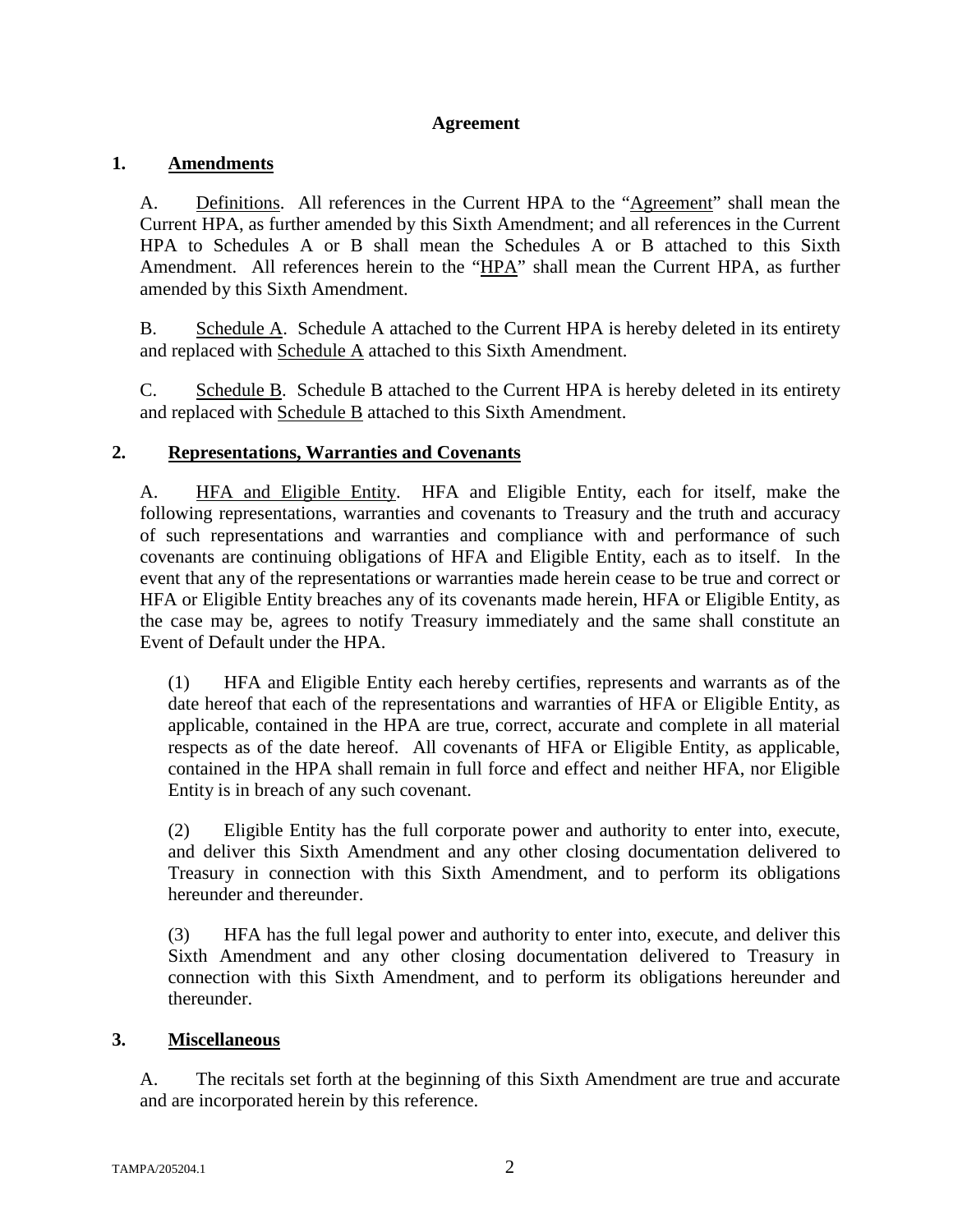**Agreement**

## 1. Amendments

A. Definitions. All references in the Current HPA to the "Agreement" shall mean the Current HPA, as further amended by this Sixth Amendment; and all references in the Current HPA to Schedules A or B shall mean the Schedules A or B attached to this Sixth Amendment. All references herein to the "HPA" shall mean the Current HPA, as further amended by this Sixth Amendment.

B. Schedule A. Schedule A attached to the Current HPA is hereby deleted in its entirety and replaced with Schedule A attached to this Sixth Amendment.

C. Schedule B. Schedule B attached to the Current HPA is hereby deleted in its entirety and replaced with Schedule B attached to this Sixth Amendment.

## 2. Representations, Warranties and Covenants

A. HFA and Eligible Entity. HFA and Eligible Entity, each for itself, make the following representations, warranties and covenants to Treasury and the truth and accuracy of such representations and warranties and compliance with and performance of such covenants are continuing obligations of HFA and Eligible Entity, each as to itself. In the event that any of the representations or warranties made herein cease to be true and correct or HFA or Eligible Entity breaches any of its covenants made herein, HFA or Eligible Entity, as the case may be, agrees to notify Treasury immediately and the same shall constitute an Event of Default under the HPA.

(1) HFA and Eligible Entity each hereby certifies, represents and warrants as of the date hereof that each of the representations and warranties of HFA or Eligible Entity, as applicable, contained in the HPA are true, correct, accurate and complete in all material respects as of the date hereof. All covenants of HFA or Eligible Entity, as applicable, contained in the HPA shall remain in full force and effect and neither HFA, nor Eligible Entity is in breach of any such covenant.

(2) Eligible Entity has the full corporate power and authority to enter into, execute, and deliver this Sixth Amendment and any other closing documentation delivered to Treasury in connection with this Sixth Amendment, and to perform its obligations hereunder and thereunder.

(3) HFA has the full legal power and authority to enter into, execute, and deliver this Sixth Amendment and any other closing documentation delivered to Treasury in connection with this Sixth Amendment, and to perform its obligations hereunder and thereunder.

## 3. Miscellaneous

A. The recitals set forth at the beginning of this Sixth Amendment are true and accurate and are incorporated herein by this reference.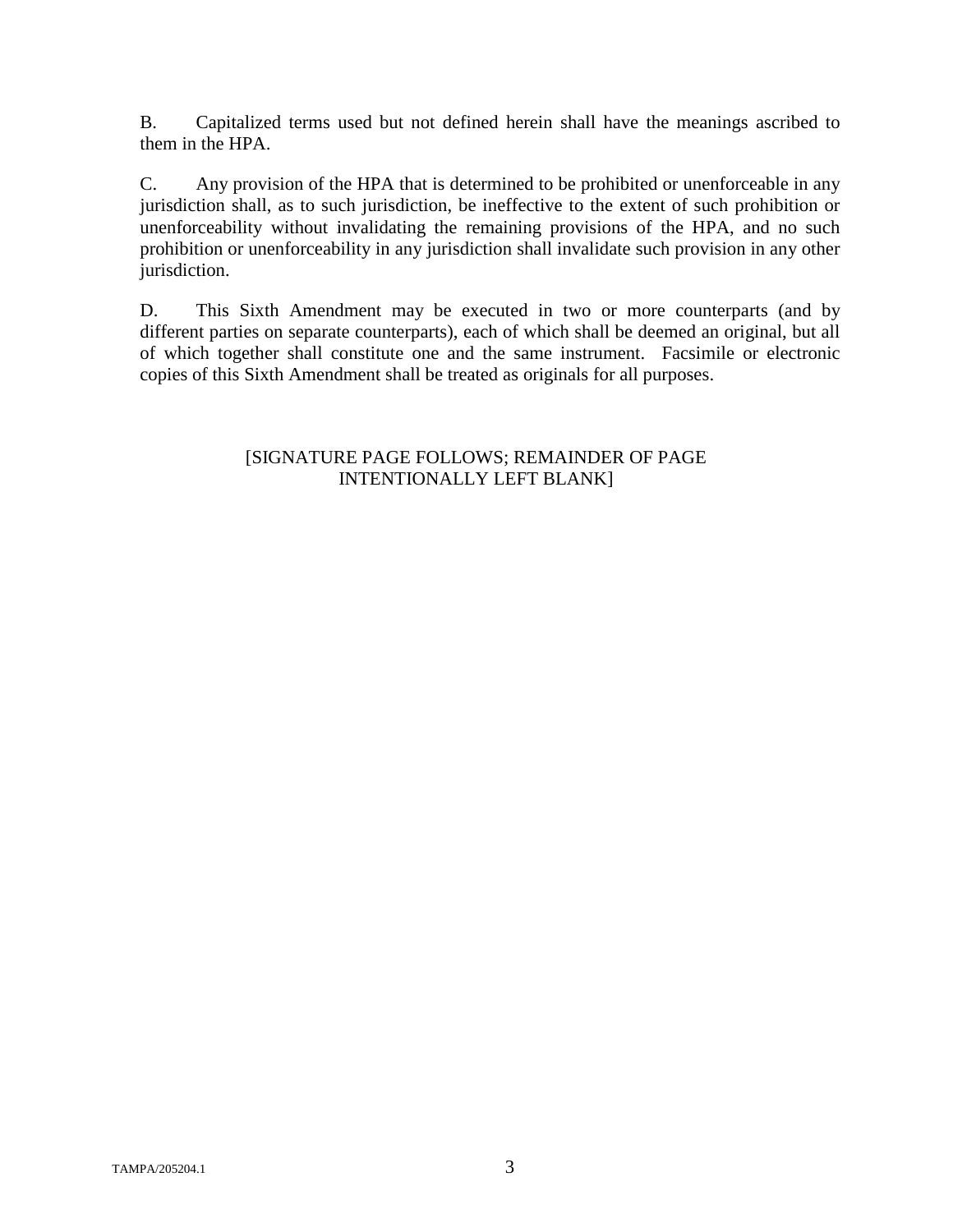B. Capitalized terms used but not defined herein shall have the meanings ascribed to them in the HPA.

C. Any provision of the HPA that is determined to be prohibited or unenforceable in any jurisdiction shall, as to such jurisdiction, be ineffective to the extent of such prohibition or unenforceability without invalidating the remaining provisions of the HPA, and no such prohibition or unenforceability in any jurisdiction shall invalidate such provision in any other jurisdiction.

D. This Sixth Amendment may be executed in two or more counterparts (and by different parties on separate counterparts), each of which shall be deemed an original, but all of which together shall constitute one and the same instrument. Facsimile or electronic copies of this Sixth Amendment shall be treated as originals for all purposes.

[SIGNATURE PAGE FOLLOWS; REMAINDER OF PAGE INTENTIONALLY LEFT BLANK]

TAMPA/205204.1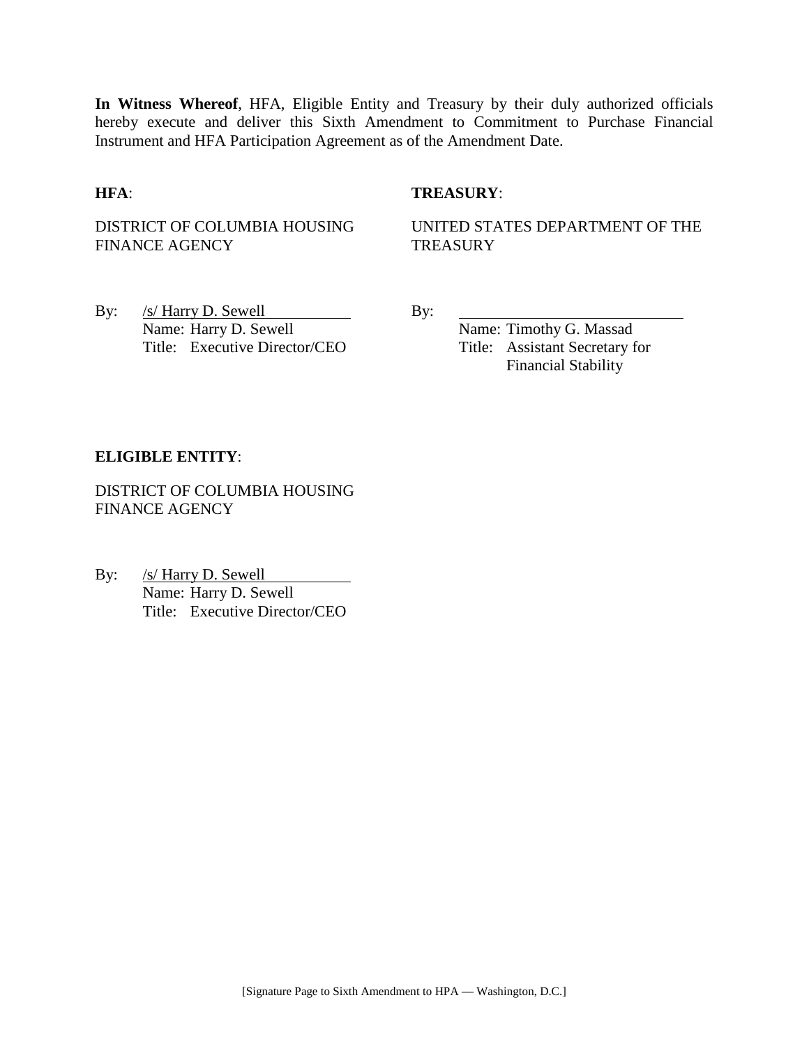**In Witness Whereof**, HFA, Eligible Entity and Treasury by their duly authorized officials hereby execute and deliver this Sixth Amendment to Commitment to Purchase Financial Instrument and HFA Participation Agreement as of the Amendment Date.

**HFA**:

DISTRICT OF COLUMBIA HOUSING FINANCE AGENCY

By: /s/ Harry D. Sewell
Name: Harry D. Sewell
Title: Executive Director/CEO

**TREASURY**:

UNITED STATES DEPARTMENT OF THE TREASURY

By: ______________________________
Name: Timothy G. Massad
Title: Assistant Secretary for Financial Stability

**ELIGIBLE ENTITY**:

DISTRICT OF COLUMBIA HOUSING FINANCE AGENCY

By: /s/ Harry D. Sewell
Name: Harry D. Sewell
Title: Executive Director/CEO

[Signature Page to Sixth Amendment to HPA — Washington, D.C.]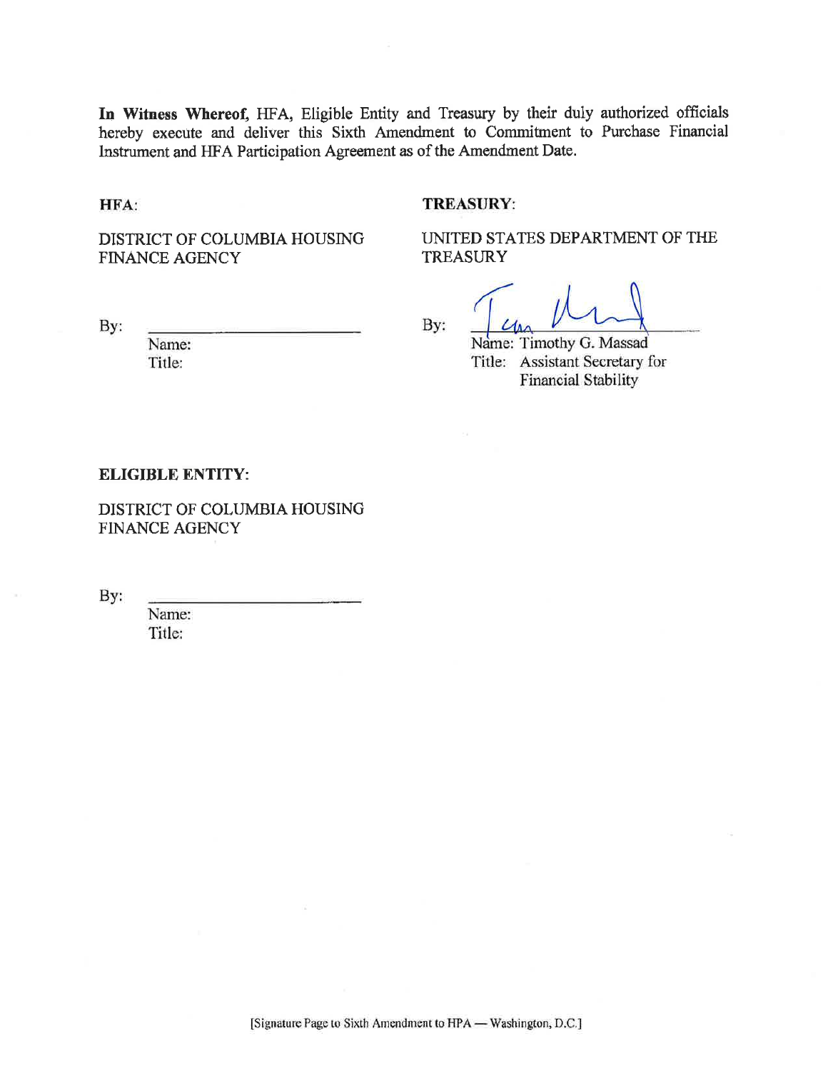**In Witness Whereof,** HFA, Eligible Entity and Treasury by their duly authorized officials hereby execute and deliver this Sixth Amendment to Commitment to Purchase Financial Instrument and HFA Participation Agreement as of the Amendment Date.

**HFA:**

DISTRICT OF COLUMBIA HOUSING FINANCE AGENCY

By: \_\_\_\_\_\_\_\_\_\_\_\_\_\_\_\_\_\_\_\_\_\_\_\_

Name:
Title:

**TREASURY:**

UNITED STATES DEPARTMENT OF THE TREASURY

By: \_\_\_\_\_\_\_\_\_\_\_\_\_\_\_\_\_\_\_\_\_\_\_\_

Name: Timothy G. Massad
Title: Assistant Secretary for Financial Stability

**ELIGIBLE ENTITY:**

DISTRICT OF COLUMBIA HOUSING FINANCE AGENCY

By: \_\_\_\_\_\_\_\_\_\_\_\_\_\_\_\_\_\_\_\_\_\_\_\_

Name:
Title:

[Signature Page to Sixth Amendment to HPA — Washington, D.C.]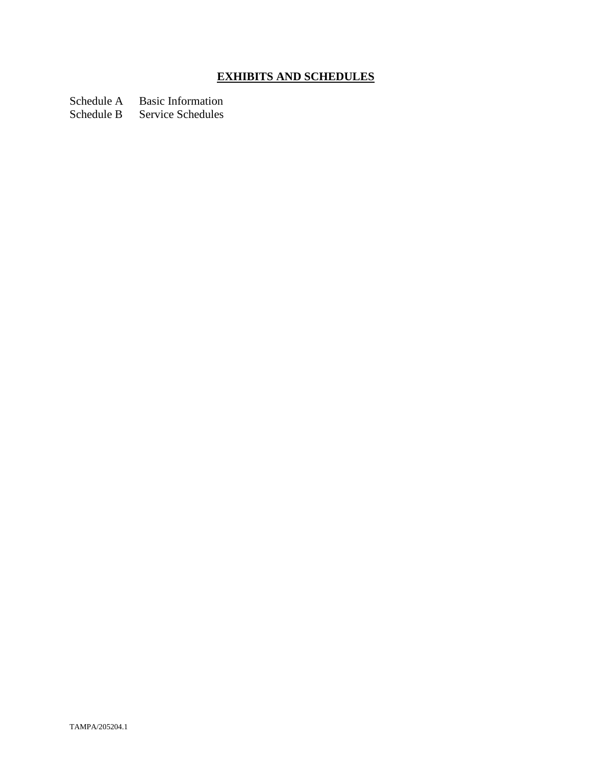## EXHIBITS AND SCHEDULES

Schedule A Basic Information
Schedule B Service Schedules

TAMPA/205204.1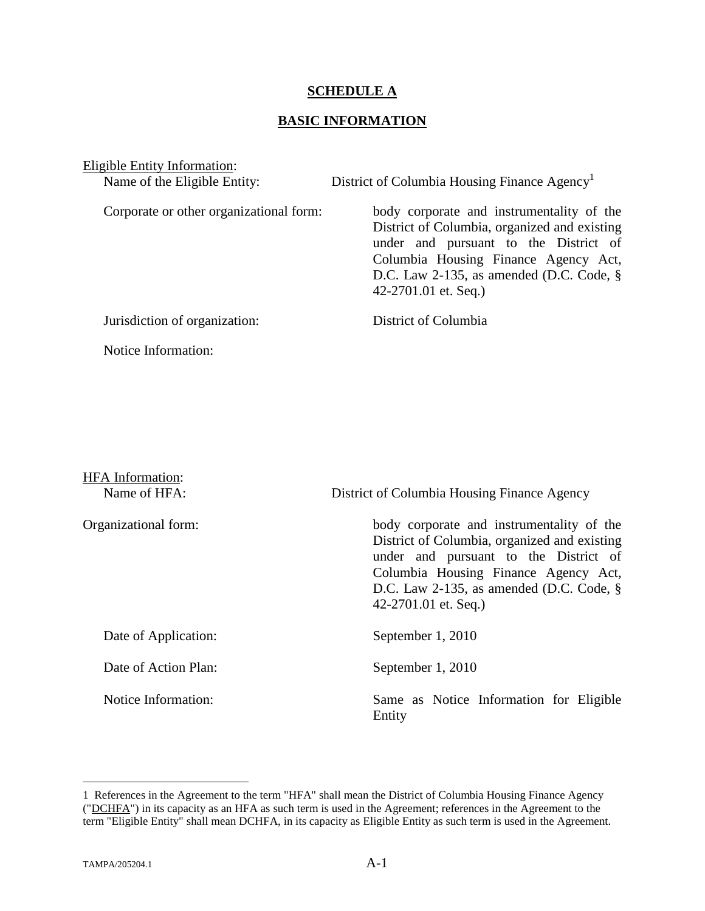# SCHEDULE A

## BASIC INFORMATION

Eligible Entity Information:

| | |
|---|---|
| Name of the Eligible Entity: | District of Columbia Housing Finance Agency[1] |
| Corporate or other organizational form: | body corporate and instrumentality of the District of Columbia, organized and existing under and pursuant to the District of Columbia Housing Finance Agency Act, D.C. Law 2-135, as amended (D.C. Code, § 42-2701.01 et. Seq.) |
| Jurisdiction of organization: | District of Columbia |
| Notice Information: | |

HFA Information:

| | |
|---|---|
| Name of HFA: | District of Columbia Housing Finance Agency |
| Organizational form: | body corporate and instrumentality of the District of Columbia, organized and existing under and pursuant to the District of Columbia Housing Finance Agency Act, D.C. Law 2-135, as amended (D.C. Code, § 42-2701.01 et. Seq.) |
| Date of Application: | September 1, 2010 |
| Date of Action Plan: | September 1, 2010 |
| Notice Information: | Same as Notice Information for Eligible Entity |

---

1 References in the Agreement to the term "HFA" shall mean the District of Columbia Housing Finance Agency ("DCHFA") in its capacity as an HFA as such term is used in the Agreement; references in the Agreement to the term "Eligible Entity" shall mean DCHFA, in its capacity as Eligible Entity as such term is used in the Agreement.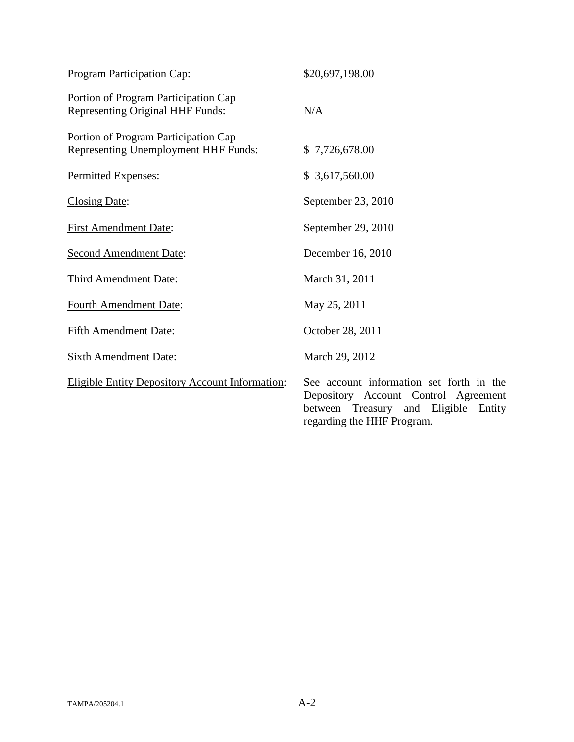| | |
|---|---|
| <u>Program Participation Cap</u>: | \$20,697,198.00 |
| Portion of Program Participation Cap <u>Representing Original HHF Funds</u>: | N/A |
| Portion of Program Participation Cap <u>Representing Unemployment HHF Funds</u>: | \$ 7,726,678.00 |
| <u>Permitted Expenses</u>: | \$ 3,617,560.00 |
| <u>Closing Date</u>: | September 23, 2010 |
| <u>First Amendment Date</u>: | September 29, 2010 |
| <u>Second Amendment Date</u>: | December 16, 2010 |
| <u>Third Amendment Date</u>: | March 31, 2011 |
| <u>Fourth Amendment Date</u>: | May 25, 2011 |
| <u>Fifth Amendment Date</u>: | October 28, 2011 |
| <u>Sixth Amendment Date</u>: | March 29, 2012 |
| <u>Eligible Entity Depository Account Information</u>: | See account information set forth in the Depository Account Control Agreement between Treasury and Eligible Entity regarding the HHF Program. |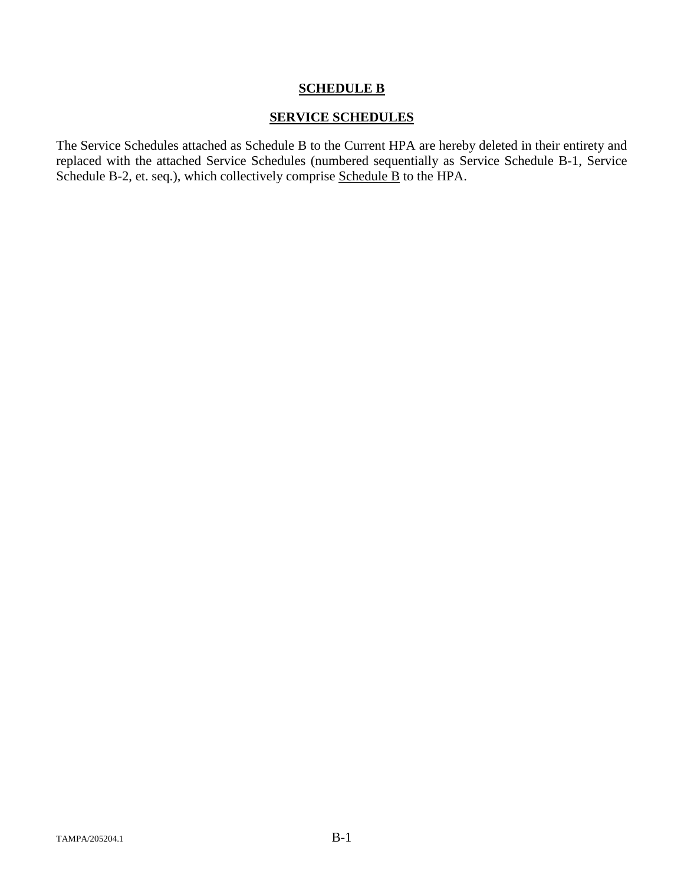# SCHEDULE B

## SERVICE SCHEDULES

The Service Schedules attached as Schedule B to the Current HPA are hereby deleted in their entirety and replaced with the attached Service Schedules (numbered sequentially as Service Schedule B-1, Service Schedule B-2, et. seq.), which collectively comprise Schedule B to the HPA.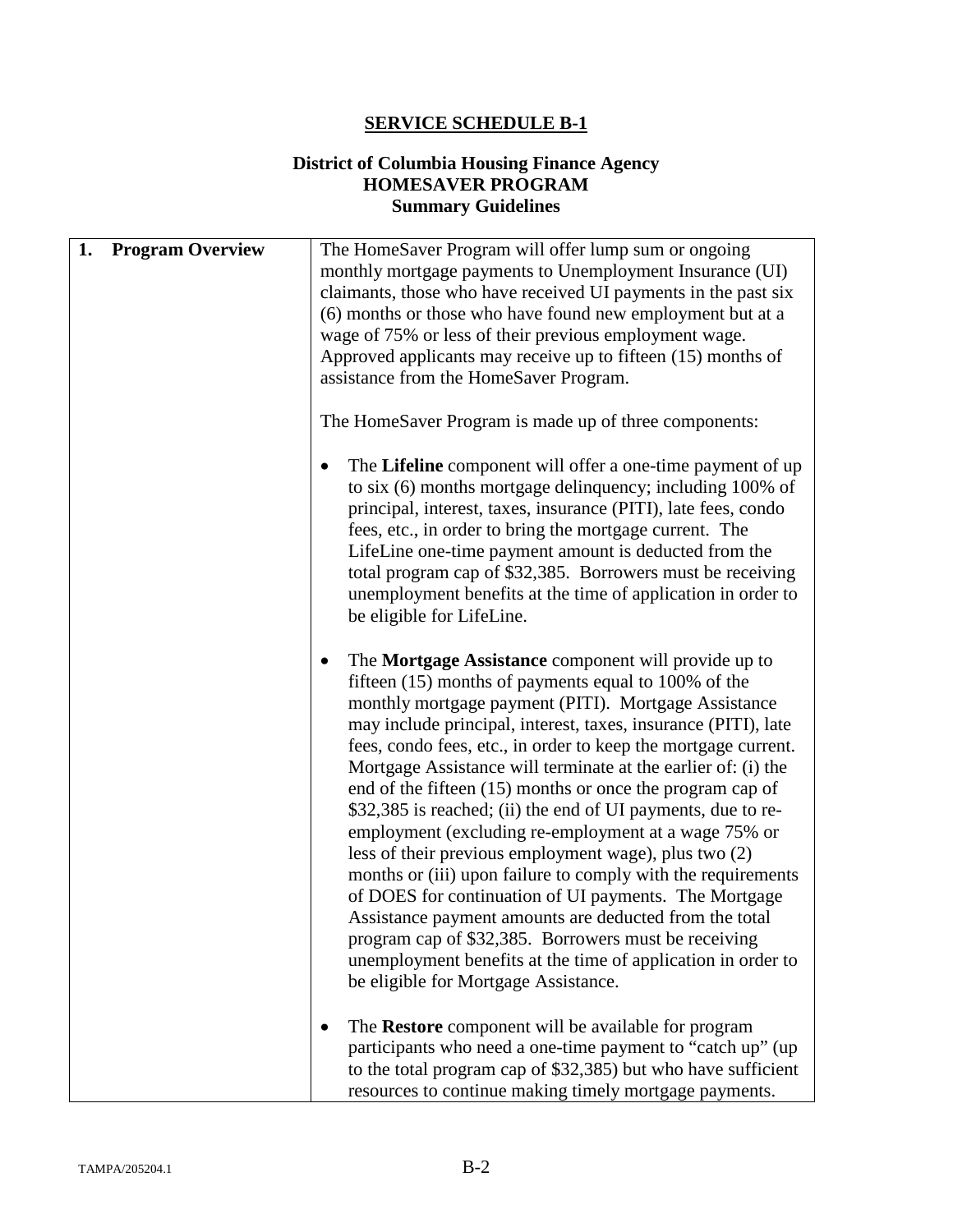## SERVICE SCHEDULE B-1

### District of Columbia Housing Finance Agency
### HOMESAVER PROGRAM
### Summary Guidelines

| | |
|---|---|
| **1. Program Overview** | The HomeSaver Program will offer lump sum or ongoing monthly mortgage payments to Unemployment Insurance (UI) claimants, those who have received UI payments in the past six (6) months or those who have found new employment but at a wage of 75% or less of their previous employment wage. Approved applicants may receive up to fifteen (15) months of assistance from the HomeSaver Program.<br><br>The HomeSaver Program is made up of three components:<br><br>• The **Lifeline** component will offer a one-time payment of up to six (6) months mortgage delinquency; including 100% of principal, interest, taxes, insurance (PITI), late fees, condo fees, etc., in order to bring the mortgage current. The LifeLine one-time payment amount is deducted from the total program cap of $32,385. Borrowers must be receiving unemployment benefits at the time of application in order to be eligible for LifeLine.<br><br>• The **Mortgage Assistance** component will provide up to fifteen (15) months of payments equal to 100% of the monthly mortgage payment (PITI). Mortgage Assistance may include principal, interest, taxes, insurance (PITI), late fees, condo fees, etc., in order to keep the mortgage current. Mortgage Assistance will terminate at the earlier of: (i) the end of the fifteen (15) months or once the program cap of $32,385 is reached; (ii) the end of UI payments, due to re-employment (excluding re-employment at a wage 75% or less of their previous employment wage), plus two (2) months or (iii) upon failure to comply with the requirements of DOES for continuation of UI payments. The Mortgage Assistance payment amounts are deducted from the total program cap of $32,385. Borrowers must be receiving unemployment benefits at the time of application in order to be eligible for Mortgage Assistance.<br><br>• The **Restore** component will be available for program participants who need a one-time payment to "catch up" (up to the total program cap of $32,385) but who have sufficient resources to continue making timely mortgage payments. |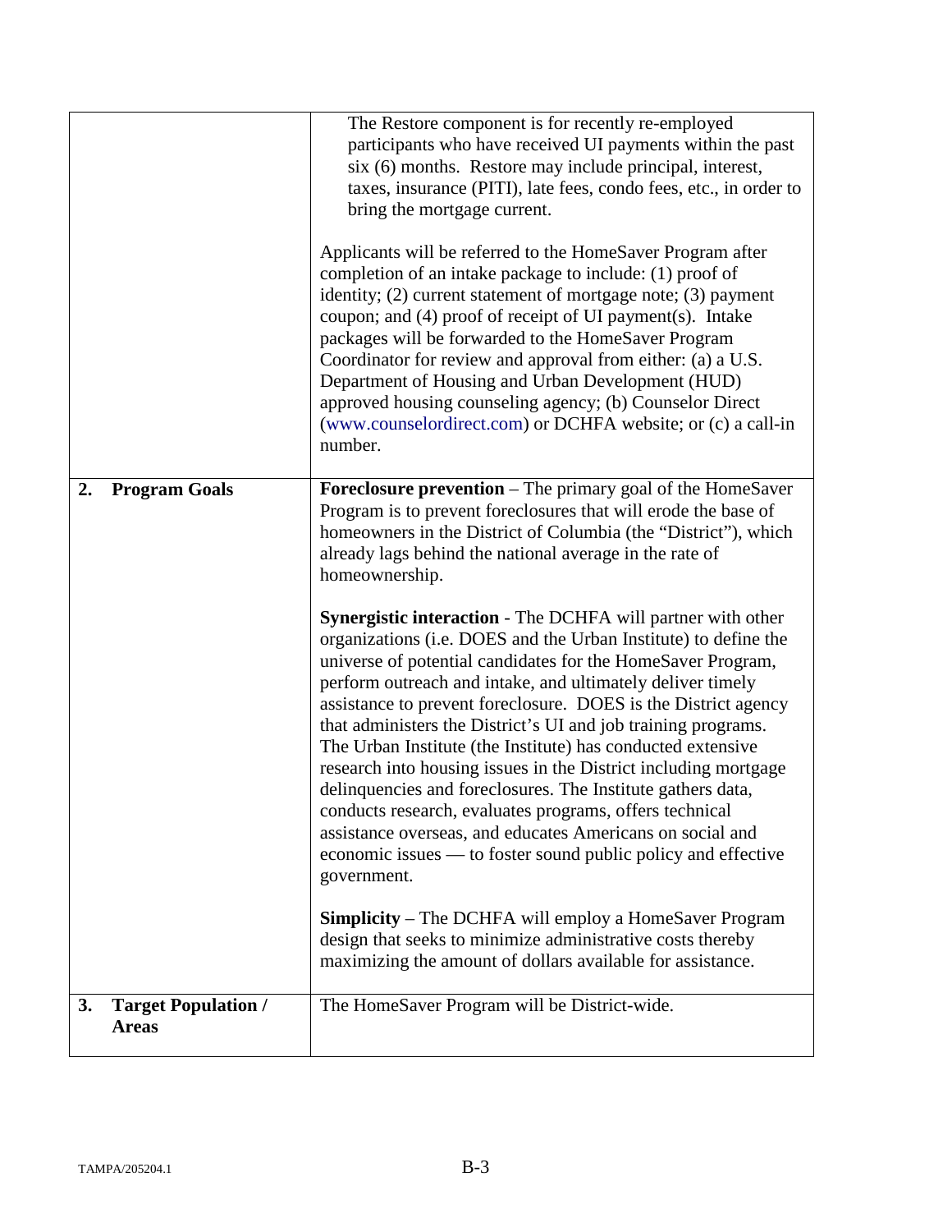| | |
|---|---|
| | The Restore component is for recently re-employed participants who have received UI payments within the past six (6) months. Restore may include principal, interest, taxes, insurance (PITI), late fees, condo fees, etc., in order to bring the mortgage current.<br><br>Applicants will be referred to the HomeSaver Program after completion of an intake package to include: (1) proof of identity; (2) current statement of mortgage note; (3) payment coupon; and (4) proof of receipt of UI payment(s). Intake packages will be forwarded to the HomeSaver Program Coordinator for review and approval from either: (a) a U.S. Department of Housing and Urban Development (HUD) approved housing counseling agency; (b) Counselor Direct (www.counselordirect.com) or DCHFA website; or (c) a call-in number. |
| **2. Program Goals** | **Foreclosure prevention** – The primary goal of the HomeSaver Program is to prevent foreclosures that will erode the base of homeowners in the District of Columbia (the "District"), which already lags behind the national average in the rate of homeownership.<br><br>**Synergistic interaction** - The DCHFA will partner with other organizations (i.e. DOES and the Urban Institute) to define the universe of potential candidates for the HomeSaver Program, perform outreach and intake, and ultimately deliver timely assistance to prevent foreclosure. DOES is the District agency that administers the District's UI and job training programs. The Urban Institute (the Institute) has conducted extensive research into housing issues in the District including mortgage delinquencies and foreclosures. The Institute gathers data, conducts research, evaluates programs, offers technical assistance overseas, and educates Americans on social and economic issues — to foster sound public policy and effective government.<br><br>**Simplicity** – The DCHFA will employ a HomeSaver Program design that seeks to minimize administrative costs thereby maximizing the amount of dollars available for assistance. |
| **3. Target Population / Areas** | The HomeSaver Program will be District-wide. |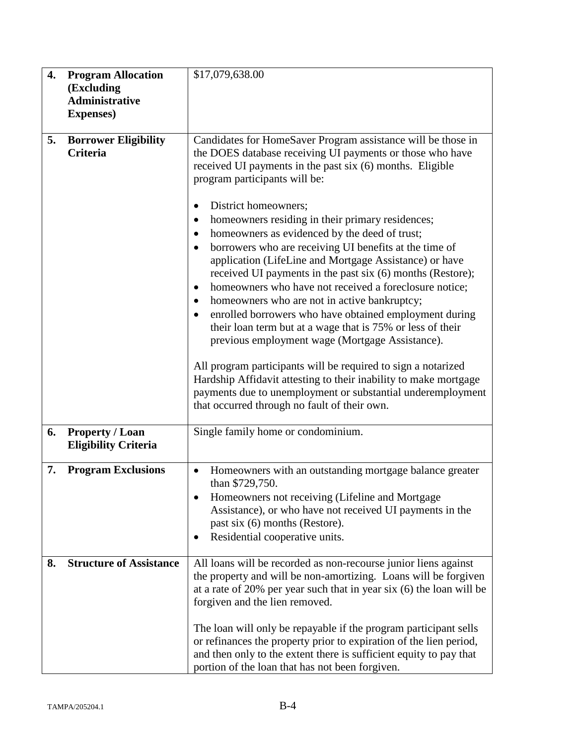| | | |
|---|---|---|
| **4.** | **Program Allocation (Excluding Administrative Expenses)** | $17,079,638.00 |
| **5.** | **Borrower Eligibility Criteria** | Candidates for HomeSaver Program assistance will be those in the DOES database receiving UI payments or those who have received UI payments in the past six (6) months. Eligible program participants will be:<br><br>• District homeowners;<br>• homeowners residing in their primary residences;<br>• homeowners as evidenced by the deed of trust;<br>• borrowers who are receiving UI benefits at the time of application (LifeLine and Mortgage Assistance) or have received UI payments in the past six (6) months (Restore);<br>• homeowners who have not received a foreclosure notice;<br>• homeowners who are not in active bankruptcy;<br>• enrolled borrowers who have obtained employment during their loan term but at a wage that is 75% or less of their previous employment wage (Mortgage Assistance).<br><br>All program participants will be required to sign a notarized Hardship Affidavit attesting to their inability to make mortgage payments due to unemployment or substantial underemployment that occurred through no fault of their own. |
| **6.** | **Property / Loan Eligibility Criteria** | Single family home or condominium. |
| **7.** | **Program Exclusions** | • Homeowners with an outstanding mortgage balance greater than $729,750.<br>• Homeowners not receiving (Lifeline and Mortgage Assistance), or who have not received UI payments in the past six (6) months (Restore).<br>• Residential cooperative units. |
| **8.** | **Structure of Assistance** | All loans will be recorded as non-recourse junior liens against the property and will be non-amortizing. Loans will be forgiven at a rate of 20% per year such that in year six (6) the loan will be forgiven and the lien removed.<br><br>The loan will only be repayable if the program participant sells or refinances the property prior to expiration of the lien period, and then only to the extent there is sufficient equity to pay that portion of the loan that has not been forgiven. |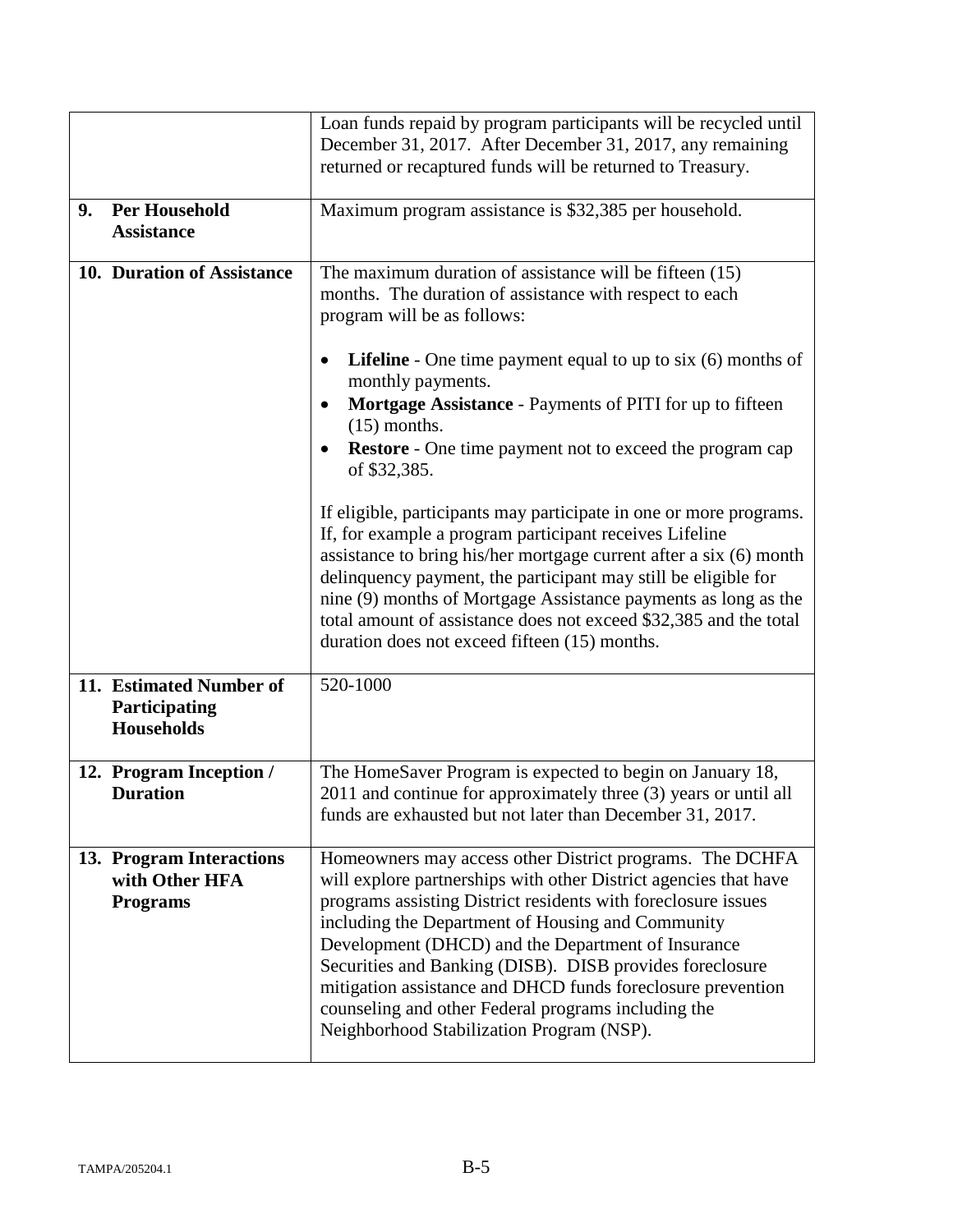| | |
|---|---|
| | Loan funds repaid by program participants will be recycled until December 31, 2017. After December 31, 2017, any remaining returned or recaptured funds will be returned to Treasury. |
| **9. Per Household Assistance** | Maximum program assistance is $32,385 per household. |
| **10. Duration of Assistance** | The maximum duration of assistance will be fifteen (15) months. The duration of assistance with respect to each program will be as follows:<br><br>• **Lifeline** - One time payment equal to up to six (6) months of monthly payments.<br>• **Mortgage Assistance** - Payments of PITI for up to fifteen (15) months.<br>• **Restore** - One time payment not to exceed the program cap of $32,385.<br><br>If eligible, participants may participate in one or more programs. If, for example a program participant receives Lifeline assistance to bring his/her mortgage current after a six (6) month delinquency payment, the participant may still be eligible for nine (9) months of Mortgage Assistance payments as long as the total amount of assistance does not exceed $32,385 and the total duration does not exceed fifteen (15) months. |
| **11. Estimated Number of Participating Households** | 520-1000 |
| **12. Program Inception / Duration** | The HomeSaver Program is expected to begin on January 18, 2011 and continue for approximately three (3) years or until all funds are exhausted but not later than December 31, 2017. |
| **13. Program Interactions with Other HFA Programs** | Homeowners may access other District programs. The DCHFA will explore partnerships with other District agencies that have programs assisting District residents with foreclosure issues including the Department of Housing and Community Development (DHCD) and the Department of Insurance Securities and Banking (DISB). DISB provides foreclosure mitigation assistance and DHCD funds foreclosure prevention counseling and other Federal programs including the Neighborhood Stabilization Program (NSP). |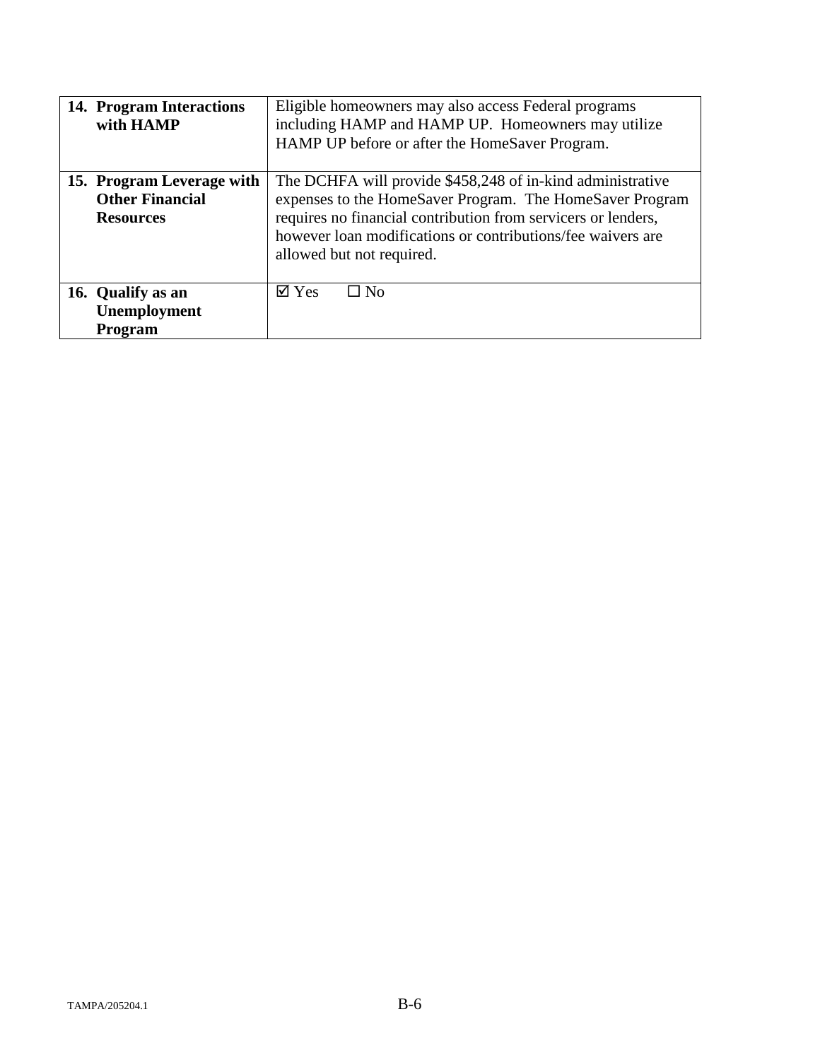| | |
|---|---|
| **14. Program Interactions with HAMP** | Eligible homeowners may also access Federal programs including HAMP and HAMP UP. Homeowners may utilize HAMP UP before or after the HomeSaver Program. |
| **15. Program Leverage with Other Financial Resources** | The DCHFA will provide $458,248 of in-kind administrative expenses to the HomeSaver Program. The HomeSaver Program requires no financial contribution from servicers or lenders, however loan modifications or contributions/fee waivers are allowed but not required. |
| **16. Qualify as an Unemployment Program** | ☑ Yes ☐ No |